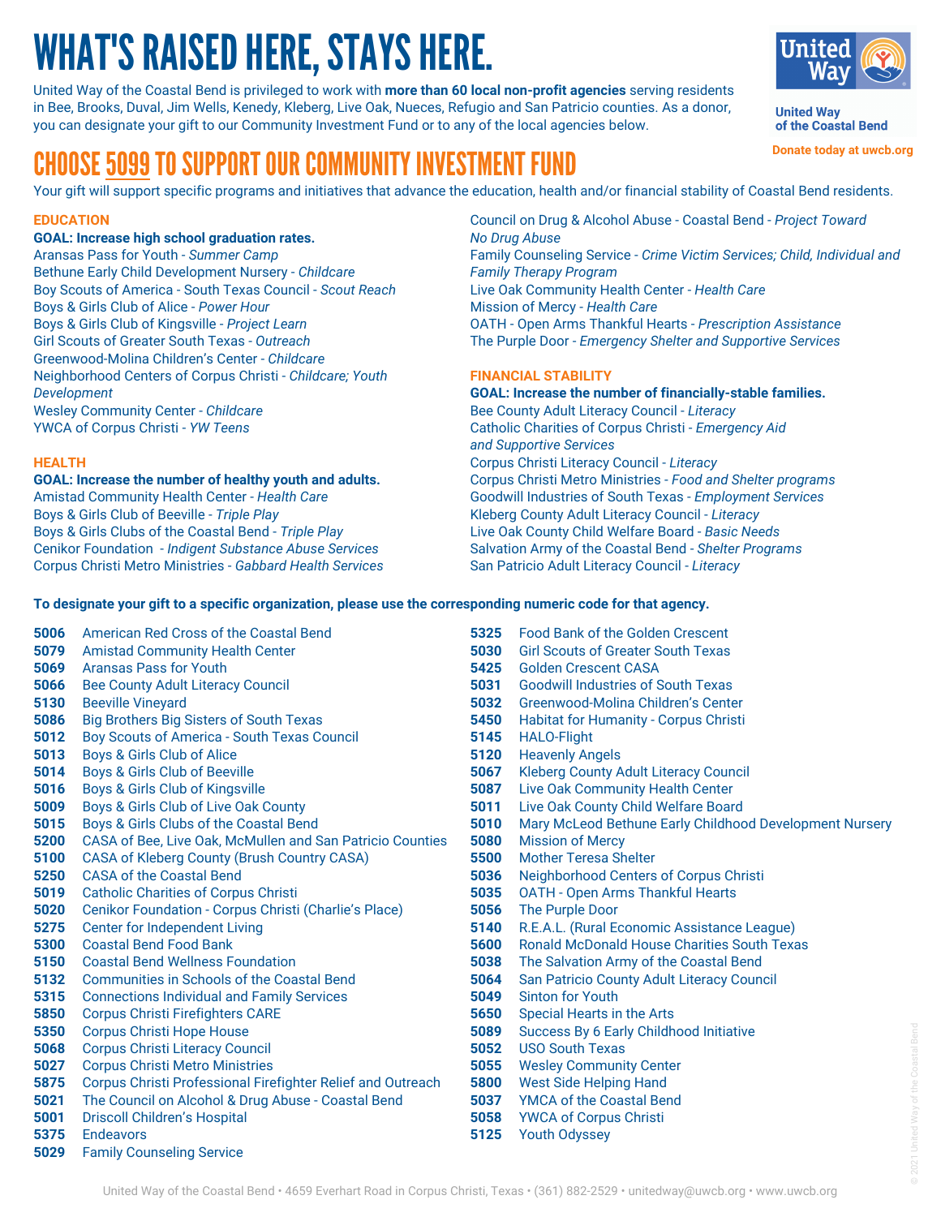# WHAT'S RAISED HERE, STAYS HERE.

United Way of the Coastal Bend is privileged to work with **more than 60 local non-profit agencies** serving residents in Bee, Brooks, Duval, Jim Wells, Kenedy, Kleberg, Live Oak, Nueces, Refugio and San Patricio counties. As a donor, you can designate your gift to our Community Investment Fund or to any of the local agencies below.

United Way of the Coastal Bend

Donate today at uwcb.org

## CHOOSE 5099 TO SUPPORT OUR COMMUNITY INVESTMENT FUND

Your gift will support specific programs and initiatives that advance the education, health and/or financial stability of Coastal Bend residents.

### EDUCATION

**GOAL: Increase high school graduation rates.**

- Aransas Pass for Youth - *Summer Camp*
- Bethune Early Child Development Nursery - *Childcare*
- Boy Scouts of America - South Texas Council - *Scout Reach*
- Boys & Girls Club of Alice - *Power Hour*
- Boys & Girls Club of Kingsville - *Project Learn*
- Girl Scouts of Greater South Texas - *Outreach*
- Greenwood-Molina Children's Center - *Childcare*
- Neighborhood Centers of Corpus Christi - *Childcare; Youth Development*
- Wesley Community Center - *Childcare*
- YWCA of Corpus Christi - *YW Teens*

### HEALTH

**GOAL: Increase the number of healthy youth and adults.**

- Amistad Community Health Center - *Health Care*
- Boys & Girls Club of Beeville - *Triple Play*
- Boys & Girls Clubs of the Coastal Bend - *Triple Play*
- Cenikor Foundation - *Indigent Substance Abuse Services*
- Corpus Christi Metro Ministries - *Gabbard Health Services*
- Council on Drug & Alcohol Abuse - Coastal Bend - *Project Toward No Drug Abuse*
- Family Counseling Service - *Crime Victim Services; Child, Individual and Family Therapy Program*
- Live Oak Community Health Center - *Health Care*
- Mission of Mercy - *Health Care*
- OATH - Open Arms Thankful Hearts - *Prescription Assistance*
- The Purple Door - *Emergency Shelter and Supportive Services*

### FINANCIAL STABILITY

**GOAL: Increase the number of financially-stable families.**

- Bee County Adult Literacy Council - *Literacy*
- Catholic Charities of Corpus Christi - *Emergency Aid and Supportive Services*
- Corpus Christi Literacy Council - *Literacy*
- Corpus Christi Metro Ministries - *Food and Shelter programs*
- Goodwill Industries of South Texas - *Employment Services*
- Kleberg County Adult Literacy Council - *Literacy*
- Live Oak County Child Welfare Board - *Basic Needs*
- Salvation Army of the Coastal Bend - *Shelter Programs*
- San Patricio Adult Literacy Council - *Literacy*

**To designate your gift to a specific organization, please use the corresponding numeric code for that agency.**

| Code | Agency |
|---|---|
| **5006** | American Red Cross of the Coastal Bend |
| **5079** | Amistad Community Health Center |
| **5069** | Aransas Pass for Youth |
| **5066** | Bee County Adult Literacy Council |
| **5130** | Beeville Vineyard |
| **5086** | Big Brothers Big Sisters of South Texas |
| **5012** | Boy Scouts of America - South Texas Council |
| **5013** | Boys & Girls Club of Alice |
| **5014** | Boys & Girls Club of Beeville |
| **5016** | Boys & Girls Club of Kingsville |
| **5009** | Boys & Girls Club of Live Oak County |
| **5015** | Boys & Girls Clubs of the Coastal Bend |
| **5200** | CASA of Bee, Live Oak, McMullen and San Patricio Counties |
| **5100** | CASA of Kleberg County (Brush Country CASA) |
| **5250** | CASA of the Coastal Bend |
| **5019** | Catholic Charities of Corpus Christi |
| **5020** | Cenikor Foundation - Corpus Christi (Charlie's Place) |
| **5275** | Center for Independent Living |
| **5300** | Coastal Bend Food Bank |
| **5150** | Coastal Bend Wellness Foundation |
| **5132** | Communities in Schools of the Coastal Bend |
| **5315** | Connections Individual and Family Services |
| **5850** | Corpus Christi Firefighters CARE |
| **5350** | Corpus Christi Hope House |
| **5068** | Corpus Christi Literacy Council |
| **5027** | Corpus Christi Metro Ministries |
| **5875** | Corpus Christi Professional Firefighter Relief and Outreach |
| **5021** | The Council on Alcohol & Drug Abuse - Coastal Bend |
| **5001** | Driscoll Children's Hospital |
| **5375** | Endeavors |
| **5029** | Family Counseling Service |
| **5325** | Food Bank of the Golden Crescent |
| **5030** | Girl Scouts of Greater South Texas |
| **5425** | Golden Crescent CASA |
| **5031** | Goodwill Industries of South Texas |
| **5032** | Greenwood-Molina Children's Center |
| **5450** | Habitat for Humanity - Corpus Christi |
| **5145** | HALO-Flight |
| **5120** | Heavenly Angels |
| **5067** | Kleberg County Adult Literacy Council |
| **5087** | Live Oak Community Health Center |
| **5011** | Live Oak County Child Welfare Board |
| **5010** | Mary McLeod Bethune Early Childhood Development Nursery |
| **5080** | Mission of Mercy |
| **5500** | Mother Teresa Shelter |
| **5036** | Neighborhood Centers of Corpus Christi |
| **5035** | OATH - Open Arms Thankful Hearts |
| **5056** | The Purple Door |
| **5140** | R.E.A.L. (Rural Economic Assistance League) |
| **5600** | Ronald McDonald House Charities South Texas |
| **5038** | The Salvation Army of the Coastal Bend |
| **5064** | San Patricio County Adult Literacy Council |
| **5049** | Sinton for Youth |
| **5650** | Special Hearts in the Arts |
| **5089** | Success By 6 Early Childhood Initiative |
| **5052** | USO South Texas |
| **5055** | Wesley Community Center |
| **5800** | West Side Helping Hand |
| **5037** | YMCA of the Coastal Bend |
| **5058** | YWCA of Corpus Christi |
| **5125** | Youth Odyssey |

United Way of the Coastal Bend • 4659 Everhart Road in Corpus Christi, Texas • (361) 882-2529 • unitedway@uwcb.org • www.uwcb.org

© 2021 United Way of the Coastal Bend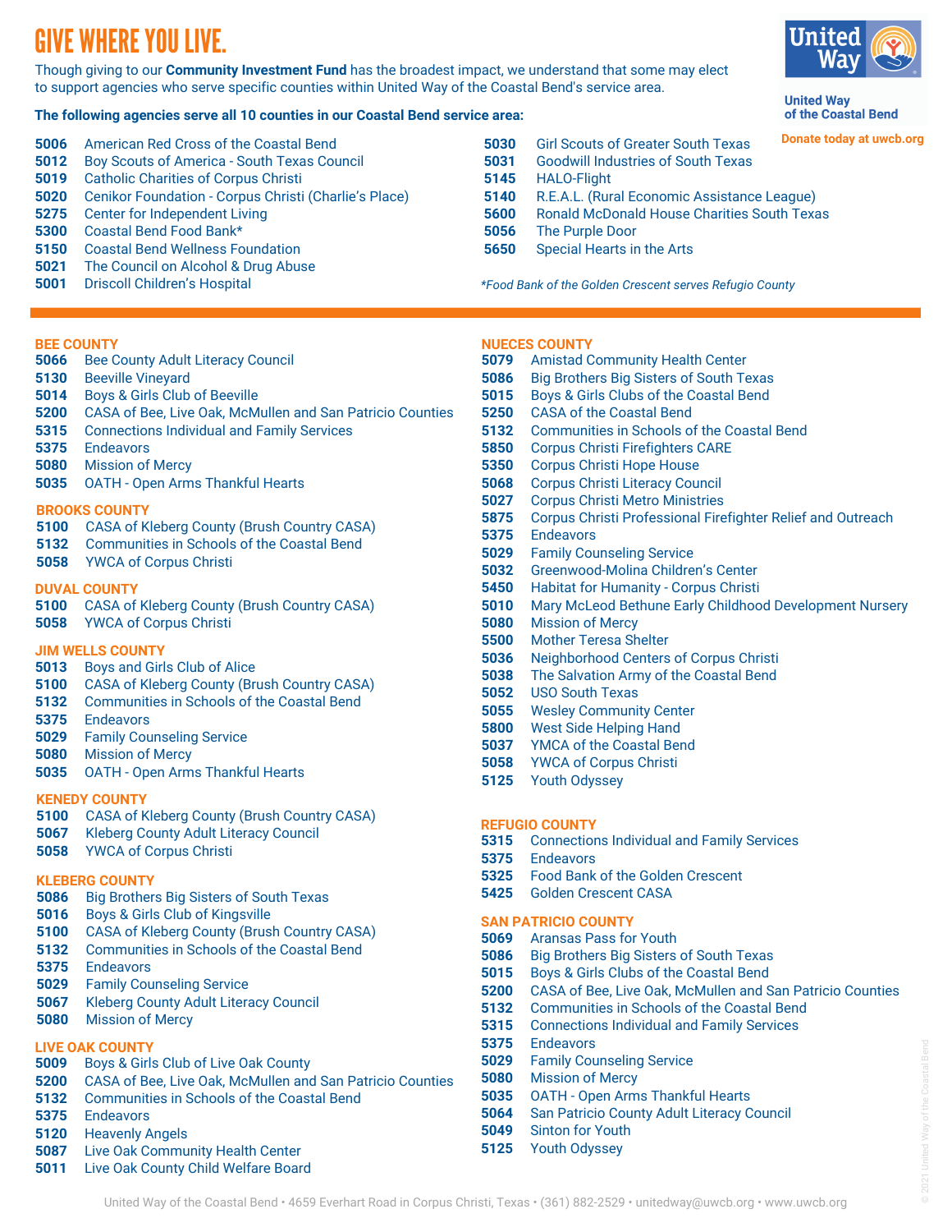# GIVE WHERE YOU LIVE.

Though giving to our **Community Investment Fund** has the broadest impact, we understand that some may elect to support agencies who serve specific counties within United Way of the Coastal Bend's service area.

United Way of the Coastal Bend

Donate today at uwcb.org

**The following agencies serve all 10 counties in our Coastal Bend service area:**

**5006** American Red Cross of the Coastal Bend
**5012** Boy Scouts of America - South Texas Council
**5019** Catholic Charities of Corpus Christi
**5020** Cenikor Foundation - Corpus Christi (Charlie's Place)
**5275** Center for Independent Living
**5300** Coastal Bend Food Bank*
**5150** Coastal Bend Wellness Foundation
**5021** The Council on Alcohol & Drug Abuse
**5001** Driscoll Children's Hospital
**5030** Girl Scouts of Greater South Texas
**5031** Goodwill Industries of South Texas
**5145** HALO-Flight
**5140** R.E.A.L. (Rural Economic Assistance League)
**5600** Ronald McDonald House Charities South Texas
**5056** The Purple Door
**5650** Special Hearts in the Arts

*\*Food Bank of the Golden Crescent serves Refugio County*

## BEE COUNTY

**5066** Bee County Adult Literacy Council
**5130** Beeville Vineyard
**5014** Boys & Girls Club of Beeville
**5200** CASA of Bee, Live Oak, McMullen and San Patricio Counties
**5315** Connections Individual and Family Services
**5375** Endeavors
**5080** Mission of Mercy
**5035** OATH - Open Arms Thankful Hearts

## BROOKS COUNTY

**5100** CASA of Kleberg County (Brush Country CASA)
**5132** Communities in Schools of the Coastal Bend
**5058** YWCA of Corpus Christi

## DUVAL COUNTY

**5100** CASA of Kleberg County (Brush Country CASA)
**5058** YWCA of Corpus Christi

## JIM WELLS COUNTY

**5013** Boys and Girls Club of Alice
**5100** CASA of Kleberg County (Brush Country CASA)
**5132** Communities in Schools of the Coastal Bend
**5375** Endeavors
**5029** Family Counseling Service
**5080** Mission of Mercy
**5035** OATH - Open Arms Thankful Hearts

## KENEDY COUNTY

**5100** CASA of Kleberg County (Brush Country CASA)
**5067** Kleberg County Adult Literacy Council
**5058** YWCA of Corpus Christi

## KLEBERG COUNTY

**5086** Big Brothers Big Sisters of South Texas
**5016** Boys & Girls Club of Kingsville
**5100** CASA of Kleberg County (Brush Country CASA)
**5132** Communities in Schools of the Coastal Bend
**5375** Endeavors
**5029** Family Counseling Service
**5067** Kleberg County Adult Literacy Council
**5080** Mission of Mercy

## LIVE OAK COUNTY

**5009** Boys & Girls Club of Live Oak County
**5200** CASA of Bee, Live Oak, McMullen and San Patricio Counties
**5132** Communities in Schools of the Coastal Bend
**5375** Endeavors
**5120** Heavenly Angels
**5087** Live Oak Community Health Center
**5011** Live Oak County Child Welfare Board

## NUECES COUNTY

**5079** Amistad Community Health Center
**5086** Big Brothers Big Sisters of South Texas
**5015** Boys & Girls Clubs of the Coastal Bend
**5250** CASA of the Coastal Bend
**5132** Communities in Schools of the Coastal Bend
**5850** Corpus Christi Firefighters CARE
**5350** Corpus Christi Hope House
**5068** Corpus Christi Literacy Council
**5027** Corpus Christi Metro Ministries
**5875** Corpus Christi Professional Firefighter Relief and Outreach
**5375** Endeavors
**5029** Family Counseling Service
**5032** Greenwood-Molina Children's Center
**5450** Habitat for Humanity - Corpus Christi
**5010** Mary McLeod Bethune Early Childhood Development Nursery
**5080** Mission of Mercy
**5500** Mother Teresa Shelter
**5036** Neighborhood Centers of Corpus Christi
**5038** The Salvation Army of the Coastal Bend
**5052** USO South Texas
**5055** Wesley Community Center
**5800** West Side Helping Hand
**5037** YMCA of the Coastal Bend
**5058** YWCA of Corpus Christi
**5125** Youth Odyssey

## REFUGIO COUNTY

**5315** Connections Individual and Family Services
**5375** Endeavors
**5325** Food Bank of the Golden Crescent
**5425** Golden Crescent CASA

## SAN PATRICIO COUNTY

**5069** Aransas Pass for Youth
**5086** Big Brothers Big Sisters of South Texas
**5015** Boys & Girls Clubs of the Coastal Bend
**5200** CASA of Bee, Live Oak, McMullen and San Patricio Counties
**5132** Communities in Schools of the Coastal Bend
**5315** Connections Individual and Family Services
**5375** Endeavors
**5029** Family Counseling Service
**5080** Mission of Mercy
**5035** OATH - Open Arms Thankful Hearts
**5064** San Patricio County Adult Literacy Council
**5049** Sinton for Youth
**5125** Youth Odyssey

United Way of the Coastal Bend • 4659 Everhart Road in Corpus Christi, Texas • (361) 882-2529 • unitedway@uwcb.org • www.uwcb.org

© 2021 United Way of the Coastal Bend